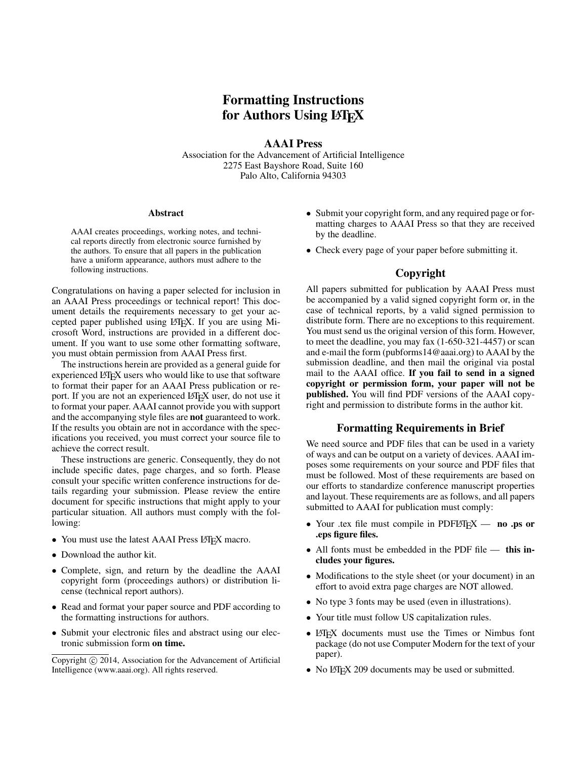# Formatting Instructions for Authors Using LaTeX

**AAAI Press**
Association for the Advancement of Artificial Intelligence
2275 East Bayshore Road, Suite 160
Palo Alto, California 94303

### Abstract

AAAI creates proceedings, working notes, and technical reports directly from electronic source furnished by the authors. To ensure that all papers in the publication have a uniform appearance, authors must adhere to the following instructions.

Congratulations on having a paper selected for inclusion in an AAAI Press proceedings or technical report! This document details the requirements necessary to get your accepted paper published using LaTeX. If you are using Microsoft Word, instructions are provided in a different document. If you want to use some other formatting software, you must obtain permission from AAAI Press first.

The instructions herein are provided as a general guide for experienced LaTeX users who would like to use that software to format their paper for an AAAI Press publication or report. If you are not an experienced LaTeX user, do not use it to format your paper. AAAI cannot provide you with support and the accompanying style files are **not** guaranteed to work. If the results you obtain are not in accordance with the specifications you received, you must correct your source file to achieve the correct result.

These instructions are generic. Consequently, they do not include specific dates, page charges, and so forth. Please consult your specific written conference instructions for details regarding your submission. Please review the entire document for specific instructions that might apply to your particular situation. All authors must comply with the following:

- You must use the latest AAAI Press LaTeX macro.
- Download the author kit.
- Complete, sign, and return by the deadline the AAAI copyright form (proceedings authors) or distribution license (technical report authors).
- Read and format your paper source and PDF according to the formatting instructions for authors.
- Submit your electronic files and abstract using our electronic submission form **on time.**
- Submit your copyright form, and any required page or formatting charges to AAAI Press so that they are received by the deadline.
- Check every page of your paper before submitting it.

Copyright © 2014, Association for the Advancement of Artificial Intelligence (www.aaai.org). All rights reserved.

## Copyright

All papers submitted for publication by AAAI Press must be accompanied by a valid signed copyright form or, in the case of technical reports, by a valid signed permission to distribute form. There are no exceptions to this requirement. You must send us the original version of this form. However, to meet the deadline, you may fax (1-650-321-4457) or scan and e-mail the form (pubforms14@aaai.org) to AAAI by the submission deadline, and then mail the original via postal mail to the AAAI office. **If you fail to send in a signed copyright or permission form, your paper will not be published.** You will find PDF versions of the AAAI copyright and permission to distribute forms in the author kit.

## Formatting Requirements in Brief

We need source and PDF files that can be used in a variety of ways and can be output on a variety of devices. AAAI imposes some requirements on your source and PDF files that must be followed. Most of these requirements are based on our efforts to standardize conference manuscript properties and layout. These requirements are as follows, and all papers submitted to AAAI for publication must comply:

- Your .tex file must compile in PDFLaTeX — **no .ps or .eps figure files.**
- All fonts must be embedded in the PDF file — **this includes your figures.**
- Modifications to the style sheet (or your document) in an effort to avoid extra page charges are NOT allowed.
- No type 3 fonts may be used (even in illustrations).
- Your title must follow US capitalization rules.
- LaTeX documents must use the Times or Nimbus font package (do not use Computer Modern for the text of your paper).
- No LaTeX 209 documents may be used or submitted.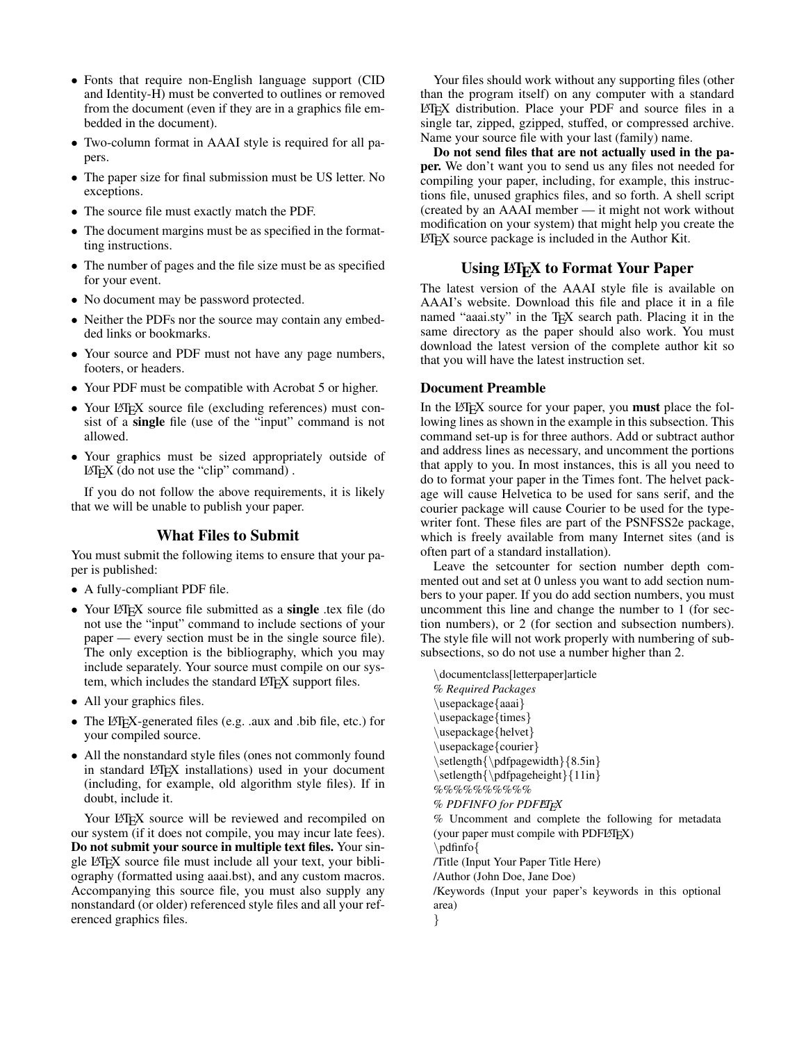- Fonts that require non-English language support (CID and Identity-H) must be converted to outlines or removed from the document (even if they are in a graphics file embedded in the document).
- Two-column format in AAAI style is required for all papers.
- The paper size for final submission must be US letter. No exceptions.
- The source file must exactly match the PDF.
- The document margins must be as specified in the formatting instructions.
- The number of pages and the file size must be as specified for your event.
- No document may be password protected.
- Neither the PDFs nor the source may contain any embedded links or bookmarks.
- Your source and PDF must not have any page numbers, footers, or headers.
- Your PDF must be compatible with Acrobat 5 or higher.
- Your LaTeX source file (excluding references) must consist of a **single** file (use of the "input" command is not allowed.
- Your graphics must be sized appropriately outside of LaTeX (do not use the "clip" command) .

If you do not follow the above requirements, it is likely that we will be unable to publish your paper.

## What Files to Submit

You must submit the following items to ensure that your paper is published:

- A fully-compliant PDF file.
- Your LaTeX source file submitted as a **single** .tex file (do not use the "input" command to include sections of your paper — every section must be in the single source file). The only exception is the bibliography, which you may include separately. Your source must compile on our system, which includes the standard LaTeX support files.
- All your graphics files.
- The LaTeX-generated files (e.g. .aux and .bib file, etc.) for your compiled source.
- All the nonstandard style files (ones not commonly found in standard LaTeX installations) used in your document (including, for example, old algorithm style files). If in doubt, include it.

Your LaTeX source will be reviewed and recompiled on our system (if it does not compile, you may incur late fees). **Do not submit your source in multiple text files.** Your single LaTeX source file must include all your text, your bibliography (formatted using aaai.bst), and any custom macros. Accompanying this source file, you must also supply any nonstandard (or older) referenced style files and all your referenced graphics files.

Your files should work without any supporting files (other than the program itself) on any computer with a standard LaTeX distribution. Place your PDF and source files in a single tar, zipped, gzipped, stuffed, or compressed archive. Name your source file with your last (family) name.

**Do not send files that are not actually used in the paper.** We don't want you to send us any files not needed for compiling your paper, including, for example, this instructions file, unused graphics files, and so forth. A shell script (created by an AAAI member — it might not work without modification on your system) that might help you create the LaTeX source package is included in the Author Kit.

## Using LaTeX to Format Your Paper

The latest version of the AAAI style file is available on AAAI's website. Download this file and place it in a file named "aaai.sty" in the TeX search path. Placing it in the same directory as the paper should also work. You must download the latest version of the complete author kit so that you will have the latest instruction set.

### Document Preamble

In the LaTeX source for your paper, you **must** place the following lines as shown in the example in this subsection. This command set-up is for three authors. Add or subtract author and address lines as necessary, and uncomment the portions that apply to you. In most instances, this is all you need to do to format your paper in the Times font. The helvet package will cause Helvetica to be used for sans serif, and the courier package will cause Courier to be used for the typewriter font. These files are part of the PSNFSS2e package, which is freely available from many Internet sites (and is often part of a standard installation).

Leave the setcounter for section number depth commented out and set at 0 unless you want to add section numbers to your paper. If you do add section numbers, you must uncomment this line and change the number to 1 (for section numbers), or 2 (for section and subsection numbers). The style file will not work properly with numbering of subsubsections, so do not use a number higher than 2.

```
\documentclass[letterpaper]article
% Required Packages
\usepackage{aaai}
\usepackage{times}
\usepackage{helvet}
\usepackage{courier}
\setlength{\pdfpagewidth}{8.5in}
\setlength{\pdfpageheight}{11in}
%%%%%%%%%%
% PDFINFO for PDFLaTeX
% Uncomment and complete the following for metadata
(your paper must compile with PDFLaTeX)
\pdfinfo{
/Title (Input Your Paper Title Here)
/Author (John Doe, Jane Doe)
/Keywords (Input your paper's keywords in this optional
area)
}
```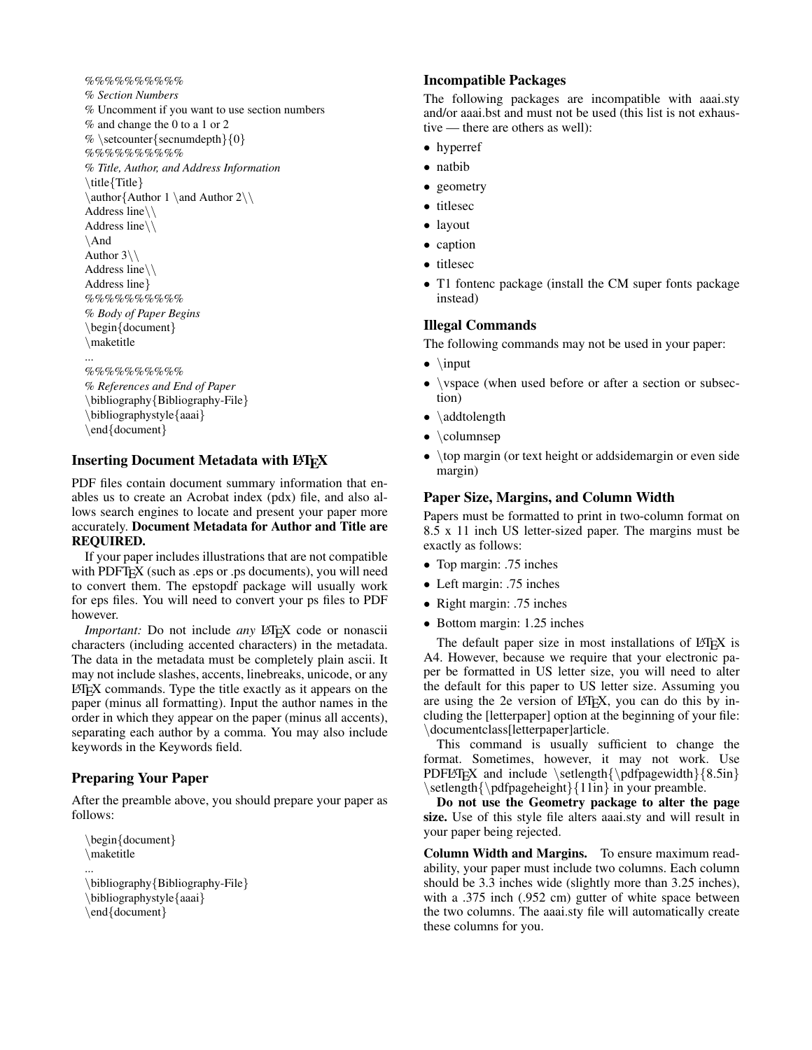```
%%%%%%%%%%
% Section Numbers
% Uncomment if you want to use section numbers
% and change the 0 to a 1 or 2
% \setcounter{secnumdepth}{0}
%%%%%%%%%%
% Title, Author, and Address Information
\title{Title}
\author{Author 1 \and Author 2\\
Address line\\
Address line\\
\And
Author 3\\
Address line\\
Address line}
%%%%%%%%%%
% Body of Paper Begins
\begin{document}
\maketitle
...
%%%%%%%%%%
% References and End of Paper
\bibliography{Bibliography-File}
\bibliographystyle{aaai}
\end{document}
```

### Inserting Document Metadata with LaTeX

PDF files contain document summary information that enables us to create an Acrobat index (pdx) file, and also allows search engines to locate and present your paper more accurately. **Document Metadata for Author and Title are REQUIRED.**

If your paper includes illustrations that are not compatible with PDFTeX (such as .eps or .ps documents), you will need to convert them. The epstopdf package will usually work for eps files. You will need to convert your ps files to PDF however.

*Important:* Do not include *any* LaTeX code or nonascii characters (including accented characters) in the metadata. The data in the metadata must be completely plain ascii. It may not include slashes, accents, linebreaks, unicode, or any LaTeX commands. Type the title exactly as it appears on the paper (minus all formatting). Input the author names in the order in which they appear on the paper (minus all accents), separating each author by a comma. You may also include keywords in the Keywords field.

### Preparing Your Paper

After the preamble above, you should prepare your paper as follows:

```
\begin{document}
\maketitle
...
\bibliography{Bibliography-File}
\bibliographystyle{aaai}
\end{document}
```

### Incompatible Packages

The following packages are incompatible with aaai.sty and/or aaai.bst and must not be used (this list is not exhaustive — there are others as well):

- hyperref
- natbib
- geometry
- titlesec
- layout
- caption
- titlesec
- T1 fontenc package (install the CM super fonts package instead)

### Illegal Commands

The following commands may not be used in your paper:

- \input
- \vspace (when used before or after a section or subsection)
- \addtolength
- \columnsep
- \top margin (or text height or addsidemargin or even side margin)

### Paper Size, Margins, and Column Width

Papers must be formatted to print in two-column format on 8.5 x 11 inch US letter-sized paper. The margins must be exactly as follows:

- Top margin: .75 inches
- Left margin: .75 inches
- Right margin: .75 inches
- Bottom margin: 1.25 inches

The default paper size in most installations of LaTeX is A4. However, because we require that your electronic paper be formatted in US letter size, you will need to alter the default for this paper to US letter size. Assuming you are using the 2e version of LaTeX, you can do this by including the [letterpaper] option at the beginning of your file: \documentclass[letterpaper]article.

This command is usually sufficient to change the format. Sometimes, however, it may not work. Use PDFLaTeX and include \setlength{\pdfpagewidth}{8.5in} \setlength{\pdfpageheight}{11in} in your preamble.

**Do not use the Geometry package to alter the page size.** Use of this style file alters aaai.sty and will result in your paper being rejected.

**Column Width and Margins.** To ensure maximum readability, your paper must include two columns. Each column should be 3.3 inches wide (slightly more than 3.25 inches), with a .375 inch (.952 cm) gutter of white space between the two columns. The aaai.sty file will automatically create these columns for you.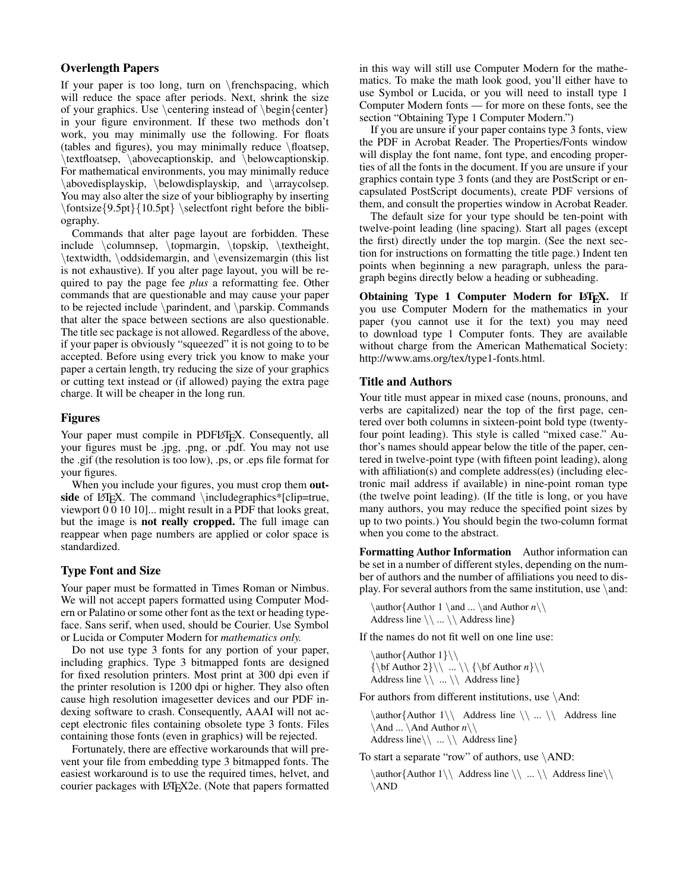### Overlength Papers

If your paper is too long, turn on \frenchspacing, which will reduce the space after periods. Next, shrink the size of your graphics. Use \centering instead of \begin{center} in your figure environment. If these two methods don't work, you may minimally use the following. For floats (tables and figures), you may minimally reduce \floatsep, \textfloatsep, \abovecaptionskip, and \belowcaptionskip. For mathematical environments, you may minimally reduce \abovedisplayskip, \belowdisplayskip, and \arraycolsep. You may also alter the size of your bibliography by inserting \fontsize{9.5pt}{10.5pt} \selectfont right before the bibliography.

Commands that alter page layout are forbidden. These include \columnsep, \topmargin, \topskip, \textheight, \textwidth, \oddsidemargin, and \evensizemargin (this list is not exhaustive). If you alter page layout, you will be required to pay the page fee *plus* a reformatting fee. Other commands that are questionable and may cause your paper to be rejected include \parindent, and \parskip. Commands that alter the space between sections are also questionable. The title sec package is not allowed. Regardless of the above, if your paper is obviously "squeezed" it is not going to to be accepted. Before using every trick you know to make your paper a certain length, try reducing the size of your graphics or cutting text instead or (if allowed) paying the extra page charge. It will be cheaper in the long run.

### Figures

Your paper must compile in PDFLaTeX. Consequently, all your figures must be .jpg, .png, or .pdf. You may not use the .gif (the resolution is too low), .ps, or .eps file format for your figures.

When you include your figures, you must crop them **outside** of LaTeX. The command \includegraphics*[clip=true, viewport 0 0 10 10]... might result in a PDF that looks great, but the image is **not really cropped.** The full image can reappear when page numbers are applied or color space is standardized.

### Type Font and Size

Your paper must be formatted in Times Roman or Nimbus. We will not accept papers formatted using Computer Modern or Palatino or some other font as the text or heading typeface. Sans serif, when used, should be Courier. Use Symbol or Lucida or Computer Modern for *mathematics only.*

Do not use type 3 fonts for any portion of your paper, including graphics. Type 3 bitmapped fonts are designed for fixed resolution printers. Most print at 300 dpi even if the printer resolution is 1200 dpi or higher. They also often cause high resolution imagesetter devices and our PDF indexing software to crash. Consequently, AAAI will not accept electronic files containing obsolete type 3 fonts. Files containing those fonts (even in graphics) will be rejected.

Fortunately, there are effective workarounds that will prevent your file from embedding type 3 bitmapped fonts. The easiest workaround is to use the required times, helvet, and courier packages with LaTeX2e. (Note that papers formatted in this way will still use Computer Modern for the mathematics. To make the math look good, you'll either have to use Symbol or Lucida, or you will need to install type 1 Computer Modern fonts — for more on these fonts, see the section "Obtaining Type 1 Computer Modern.")

If you are unsure if your paper contains type 3 fonts, view the PDF in Acrobat Reader. The Properties/Fonts window will display the font name, font type, and encoding properties of all the fonts in the document. If you are unsure if your graphics contain type 3 fonts (and they are PostScript or encapsulated PostScript documents), create PDF versions of them, and consult the properties window in Acrobat Reader.

The default size for your type should be ten-point with twelve-point leading (line spacing). Start all pages (except the first) directly under the top margin. (See the next section for instructions on formatting the title page.) Indent ten points when beginning a new paragraph, unless the paragraph begins directly below a heading or subheading.

**Obtaining Type 1 Computer Modern for LaTeX.** If you use Computer Modern for the mathematics in your paper (you cannot use it for the text) you may need to download type 1 Computer fonts. They are available without charge from the American Mathematical Society: http://www.ams.org/tex/type1-fonts.html.

### Title and Authors

Your title must appear in mixed case (nouns, pronouns, and verbs are capitalized) near the top of the first page, centered over both columns in sixteen-point bold type (twenty-four point leading). This style is called "mixed case." Author's names should appear below the title of the paper, centered in twelve-point type (with fifteen point leading), along with affiliation(s) and complete address(es) (including electronic mail address if available) in nine-point roman type (the twelve point leading). (If the title is long, or you have many authors, you may reduce the specified point sizes by up to two points.) You should begin the two-column format when you come to the abstract.

**Formatting Author Information** Author information can be set in a number of different styles, depending on the number of authors and the number of affiliations you need to display. For several authors from the same institution, use \and:

```
\author{Author 1 \and ... \and Author n\\
Address line \\ ... \\ Address line}
```

If the names do not fit well on one line use:

```
\author{Author 1}\\
{\bf Author 2}\\ ... \\ {\bf Author n}\\
Address line \\ ... \\ Address line}
```

For authors from different institutions, use \And:

```
\author{Author 1\\ Address line \\ ... \\ Address line
\And ... \And Author n\\
Address line\\ ... \\ Address line}
```

To start a separate "row" of authors, use \AND:

```
\author{Author 1\\ Address line \\ ... \\ Address line\\
\AND
```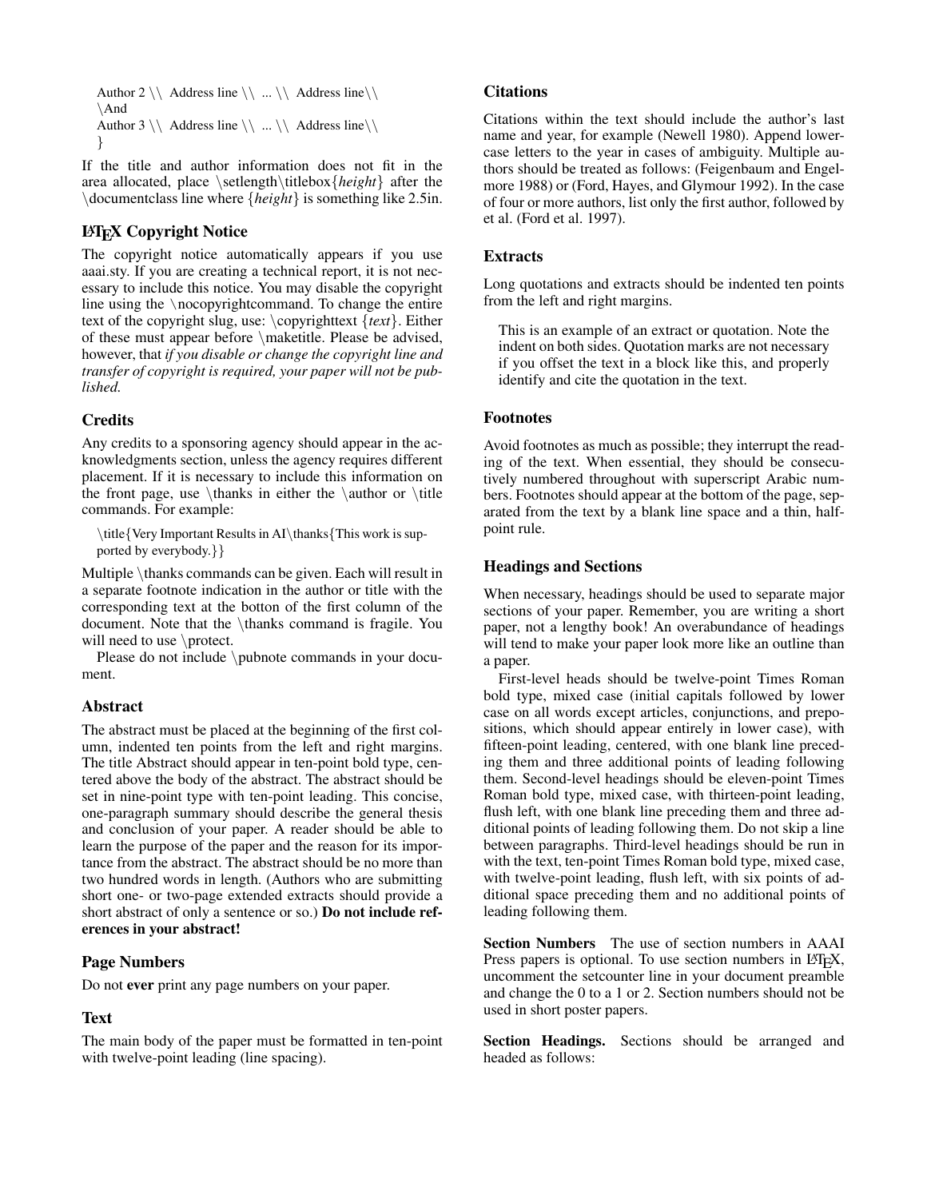```
Author 2 \\ Address line \\ ... \\ Address line\\
\And
Author 3 \\ Address line \\ ... \\ Address line\\
}
```

If the title and author information does not fit in the area allocated, place \setlength\titlebox{*height*} after the \documentclass line where {*height*} is something like 2.5in.

### LaTeX Copyright Notice

The copyright notice automatically appears if you use aaai.sty. If you are creating a technical report, it is not necessary to include this notice. You may disable the copyright line using the \nocopyrightcommand. To change the entire text of the copyright slug, use: \copyrighttext {*text*}. Either of these must appear before \maketitle. Please be advised, however, that *if you disable or change the copyright line and transfer of copyright is required, your paper will not be published.*

### Credits

Any credits to a sponsoring agency should appear in the acknowledgments section, unless the agency requires different placement. If it is necessary to include this information on the front page, use \thanks in either the \author or \title commands. For example:

```
\title{Very Important Results in AI\thanks{This work is supported by everybody.}}
```

Multiple \thanks commands can be given. Each will result in a separate footnote indication in the author or title with the corresponding text at the botton of the first column of the document. Note that the \thanks command is fragile. You will need to use \protect.

Please do not include \pubnote commands in your document.

### Abstract

The abstract must be placed at the beginning of the first column, indented ten points from the left and right margins. The title Abstract should appear in ten-point bold type, centered above the body of the abstract. The abstract should be set in nine-point type with ten-point leading. This concise, one-paragraph summary should describe the general thesis and conclusion of your paper. A reader should be able to learn the purpose of the paper and the reason for its importance from the abstract. The abstract should be no more than two hundred words in length. (Authors who are submitting short one- or two-page extended extracts should provide a short abstract of only a sentence or so.) **Do not include references in your abstract!**

### Page Numbers

Do not **ever** print any page numbers on your paper.

### Text

The main body of the paper must be formatted in ten-point with twelve-point leading (line spacing).

### Citations

Citations within the text should include the author's last name and year, for example (Newell 1980). Append lower-case letters to the year in cases of ambiguity. Multiple authors should be treated as follows: (Feigenbaum and Engelmore 1988) or (Ford, Hayes, and Glymour 1992). In the case of four or more authors, list only the first author, followed by et al. (Ford et al. 1997).

### Extracts

Long quotations and extracts should be indented ten points from the left and right margins.

> This is an example of an extract or quotation. Note the indent on both sides. Quotation marks are not necessary if you offset the text in a block like this, and properly identify and cite the quotation in the text.

### Footnotes

Avoid footnotes as much as possible; they interrupt the reading of the text. When essential, they should be consecutively numbered throughout with superscript Arabic numbers. Footnotes should appear at the bottom of the page, separated from the text by a blank line space and a thin, half-point rule.

### Headings and Sections

When necessary, headings should be used to separate major sections of your paper. Remember, you are writing a short paper, not a lengthy book! An overabundance of headings will tend to make your paper look more like an outline than a paper.

First-level heads should be twelve-point Times Roman bold type, mixed case (initial capitals followed by lower case on all words except articles, conjunctions, and prepositions, which should appear entirely in lower case), with fifteen-point leading, centered, with one blank line preceding them and three additional points of leading following them. Second-level headings should be eleven-point Times Roman bold type, mixed case, with thirteen-point leading, flush left, with one blank line preceding them and three additional points of leading following them. Do not skip a line between paragraphs. Third-level headings should be run in with the text, ten-point Times Roman bold type, mixed case, with twelve-point leading, flush left, with six points of additional space preceding them and no additional points of leading following them.

**Section Numbers** The use of section numbers in AAAI Press papers is optional. To use section numbers in LaTeX, uncomment the setcounter line in your document preamble and change the 0 to a 1 or 2. Section numbers should not be used in short poster papers.

**Section Headings.** Sections should be arranged and headed as follows: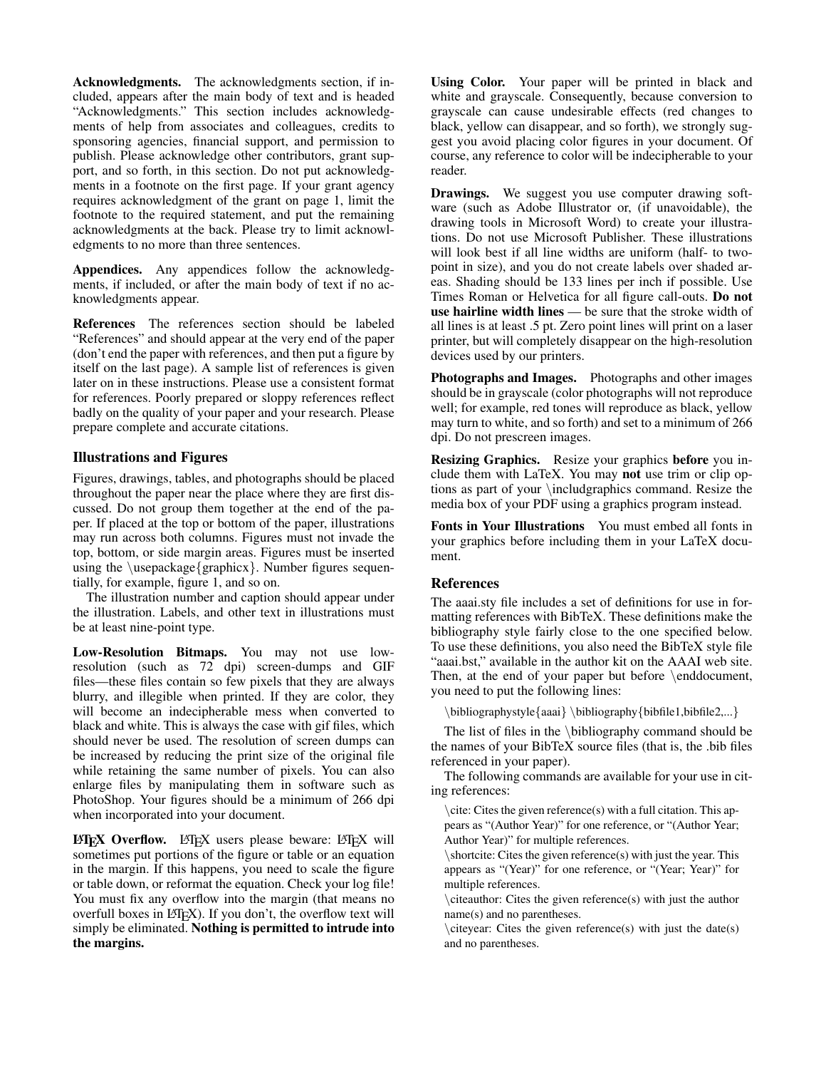**Acknowledgments.** The acknowledgments section, if included, appears after the main body of text and is headed "Acknowledgments." This section includes acknowledgments of help from associates and colleagues, credits to sponsoring agencies, financial support, and permission to publish. Please acknowledge other contributors, grant support, and so forth, in this section. Do not put acknowledgments in a footnote on the first page. If your grant agency requires acknowledgment of the grant on page 1, limit the footnote to the required statement, and put the remaining acknowledgments at the back. Please try to limit acknowledgments to no more than three sentences.

**Appendices.** Any appendices follow the acknowledgments, if included, or after the main body of text if no acknowledgments appear.

**References** The references section should be labeled "References" and should appear at the very end of the paper (don't end the paper with references, and then put a figure by itself on the last page). A sample list of references is given later on in these instructions. Please use a consistent format for references. Poorly prepared or sloppy references reflect badly on the quality of your paper and your research. Please prepare complete and accurate citations.

### Illustrations and Figures

Figures, drawings, tables, and photographs should be placed throughout the paper near the place where they are first discussed. Do not group them together at the end of the paper. If placed at the top or bottom of the paper, illustrations may run across both columns. Figures must not invade the top, bottom, or side margin areas. Figures must be inserted using the \usepackage{graphicx}. Number figures sequentially, for example, figure 1, and so on.

The illustration number and caption should appear under the illustration. Labels, and other text in illustrations must be at least nine-point type.

**Low-Resolution Bitmaps.** You may not use low-resolution (such as 72 dpi) screen-dumps and GIF files—these files contain so few pixels that they are always blurry, and illegible when printed. If they are color, they will become an indecipherable mess when converted to black and white. This is always the case with gif files, which should never be used. The resolution of screen dumps can be increased by reducing the print size of the original file while retaining the same number of pixels. You can also enlarge files by manipulating them in software such as PhotoShop. Your figures should be a minimum of 266 dpi when incorporated into your document.

**LaTeX Overflow.** LaTeX users please beware: LaTeX will sometimes put portions of the figure or table or an equation in the margin. If this happens, you need to scale the figure or table down, or reformat the equation. Check your log file! You must fix any overflow into the margin (that means no overfull boxes in LaTeX). If you don't, the overflow text will simply be eliminated. **Nothing is permitted to intrude into the margins.**

**Using Color.** Your paper will be printed in black and white and grayscale. Consequently, because conversion to grayscale can cause undesirable effects (red changes to black, yellow can disappear, and so forth), we strongly suggest you avoid placing color figures in your document. Of course, any reference to color will be indecipherable to your reader.

**Drawings.** We suggest you use computer drawing software (such as Adobe Illustrator or, (if unavoidable), the drawing tools in Microsoft Word) to create your illustrations. Do not use Microsoft Publisher. These illustrations will look best if all line widths are uniform (half- to two-point in size), and you do not create labels over shaded areas. Shading should be 133 lines per inch if possible. Use Times Roman or Helvetica for all figure call-outs. **Do not use hairline width lines** — be sure that the stroke width of all lines is at least .5 pt. Zero point lines will print on a laser printer, but will completely disappear on the high-resolution devices used by our printers.

**Photographs and Images.** Photographs and other images should be in grayscale (color photographs will not reproduce well; for example, red tones will reproduce as black, yellow may turn to white, and so forth) and set to a minimum of 266 dpi. Do not prescreen images.

**Resizing Graphics.** Resize your graphics **before** you include them with LaTeX. You may **not** use trim or clip options as part of your \includgraphics command. Resize the media box of your PDF using a graphics program instead.

**Fonts in Your Illustrations** You must embed all fonts in your graphics before including them in your LaTeX document.

### References

The aaai.sty file includes a set of definitions for use in formatting references with BibTeX. These definitions make the bibliography style fairly close to the one specified below. To use these definitions, you also need the BibTeX style file "aaai.bst," available in the author kit on the AAAI web site. Then, at the end of your paper but before \enddocument, you need to put the following lines:

\bibliographystyle{aaai} \bibliography{bibfile1,bibfile2,...}

The list of files in the \bibliography command should be the names of your BibTeX source files (that is, the .bib files referenced in your paper).

The following commands are available for your use in citing references:

\cite: Cites the given reference(s) with a full citation. This appears as "(Author Year)" for one reference, or "(Author Year; Author Year)" for multiple references.

\shortcite: Cites the given reference(s) with just the year. This appears as "(Year)" for one reference, or "(Year; Year)" for multiple references.

\citeauthor: Cites the given reference(s) with just the author name(s) and no parentheses.

\citeyear: Cites the given reference(s) with just the date(s) and no parentheses.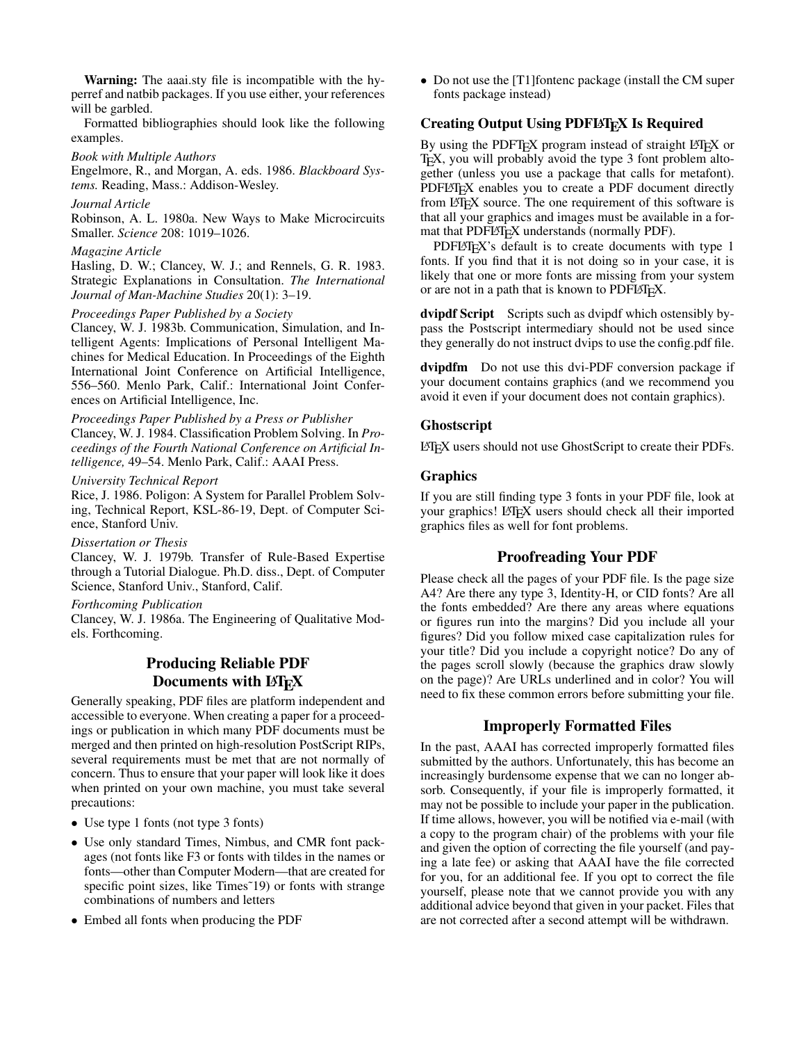**Warning:** The aaai.sty file is incompatible with the hyperref and natbib packages. If you use either, your references will be garbled.

Formatted bibliographies should look like the following examples.

*Book with Multiple Authors*
Engelmore, R., and Morgan, A. eds. 1986. *Blackboard Systems.* Reading, Mass.: Addison-Wesley.

*Journal Article*
Robinson, A. L. 1980a. New Ways to Make Microcircuits Smaller. *Science* 208: 1019–1026.

*Magazine Article*
Hasling, D. W.; Clancey, W. J.; and Rennels, G. R. 1983. Strategic Explanations in Consultation. *The International Journal of Man-Machine Studies* 20(1): 3–19.

*Proceedings Paper Published by a Society*
Clancey, W. J. 1983b. Communication, Simulation, and Intelligent Agents: Implications of Personal Intelligent Machines for Medical Education. In Proceedings of the Eighth International Joint Conference on Artificial Intelligence, 556–560. Menlo Park, Calif.: International Joint Conferences on Artificial Intelligence, Inc.

*Proceedings Paper Published by a Press or Publisher*
Clancey, W. J. 1984. Classification Problem Solving. In *Proceedings of the Fourth National Conference on Artificial Intelligence,* 49–54. Menlo Park, Calif.: AAAI Press.

*University Technical Report*
Rice, J. 1986. Poligon: A System for Parallel Problem Solving, Technical Report, KSL-86-19, Dept. of Computer Science, Stanford Univ.

*Dissertation or Thesis*
Clancey, W. J. 1979b. Transfer of Rule-Based Expertise through a Tutorial Dialogue. Ph.D. diss., Dept. of Computer Science, Stanford Univ., Stanford, Calif.

*Forthcoming Publication*
Clancey, W. J. 1986a. The Engineering of Qualitative Models. Forthcoming.

## Producing Reliable PDF Documents with LaTeX

Generally speaking, PDF files are platform independent and accessible to everyone. When creating a paper for a proceedings or publication in which many PDF documents must be merged and then printed on high-resolution PostScript RIPs, several requirements must be met that are not normally of concern. Thus to ensure that your paper will look like it does when printed on your own machine, you must take several precautions:

- Use type 1 fonts (not type 3 fonts)
- Use only standard Times, Nimbus, and CMR font packages (not fonts like F3 or fonts with tildes in the names or fonts—other than Computer Modern—that are created for specific point sizes, like Times~19) or fonts with strange combinations of numbers and letters
- Embed all fonts when producing the PDF
- Do not use the [T1]fontenc package (install the CM super fonts package instead)

### Creating Output Using PDFLaTeX Is Required

By using the PDFTeX program instead of straight LaTeX or TeX, you will probably avoid the type 3 font problem altogether (unless you use a package that calls for metafont). PDFLaTeX enables you to create a PDF document directly from LaTeX source. The one requirement of this software is that all your graphics and images must be available in a format that PDFLaTeX understands (normally PDF).

PDFLaTeX's default is to create documents with type 1 fonts. If you find that it is not doing so in your case, it is likely that one or more fonts are missing from your system or are not in a path that is known to PDFLaTeX.

**dvipdf Script** Scripts such as dvipdf which ostensibly bypass the Postscript intermediary should not be used since they generally do not instruct dvips to use the config.pdf file.

**dvipdfm** Do not use this dvi-PDF conversion package if your document contains graphics (and we recommend you avoid it even if your document does not contain graphics).

### Ghostscript

LaTeX users should not use GhostScript to create their PDFs.

### Graphics

If you are still finding type 3 fonts in your PDF file, look at your graphics! LaTeX users should check all their imported graphics files as well for font problems.

## Proofreading Your PDF

Please check all the pages of your PDF file. Is the page size A4? Are there any type 3, Identity-H, or CID fonts? Are all the fonts embedded? Are there any areas where equations or figures run into the margins? Did you include all your figures? Did you follow mixed case capitalization rules for your title? Did you include a copyright notice? Do any of the pages scroll slowly (because the graphics draw slowly on the page)? Are URLs underlined and in color? You will need to fix these common errors before submitting your file.

## Improperly Formatted Files

In the past, AAAI has corrected improperly formatted files submitted by the authors. Unfortunately, this has become an increasingly burdensome expense that we can no longer absorb. Consequently, if your file is improperly formatted, it may not be possible to include your paper in the publication. If time allows, however, you will be notified via e-mail (with a copy to the program chair) of the problems with your file and given the option of correcting the file yourself (and paying a late fee) or asking that AAAI have the file corrected for you, for an additional fee. If you opt to correct the file yourself, please note that we cannot provide you with any additional advice beyond that given in your packet. Files that are not corrected after a second attempt will be withdrawn.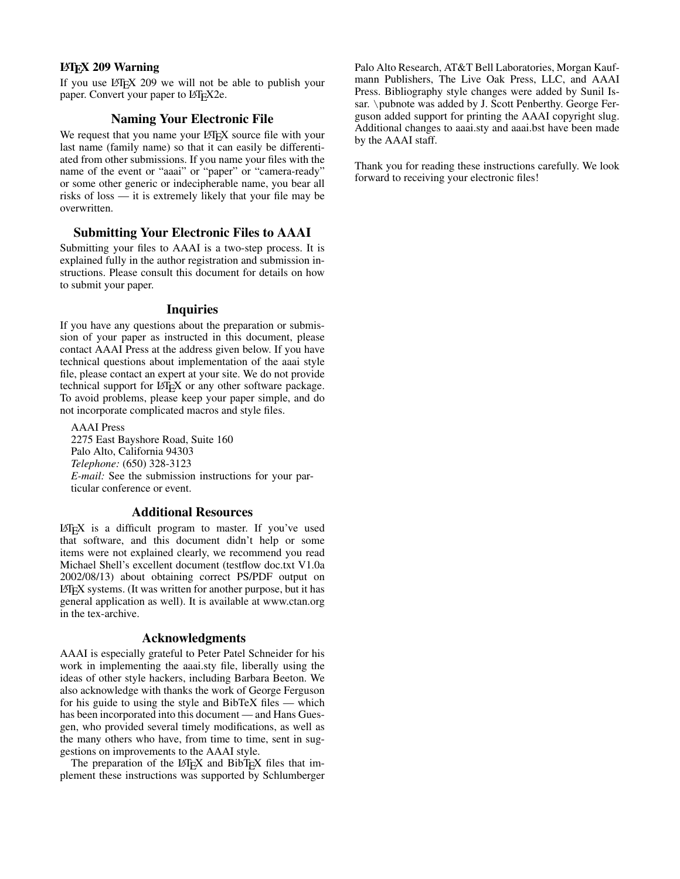### LaTeX 209 Warning

If you use LaTeX 209 we will not be able to publish your paper. Convert your paper to LaTeX2e.

## Naming Your Electronic File

We request that you name your LaTeX source file with your last name (family name) so that it can easily be differentiated from other submissions. If you name your files with the name of the event or "aaai" or "paper" or "camera-ready" or some other generic or indecipherable name, you bear all risks of loss — it is extremely likely that your file may be overwritten.

## Submitting Your Electronic Files to AAAI

Submitting your files to AAAI is a two-step process. It is explained fully in the author registration and submission instructions. Please consult this document for details on how to submit your paper.

## Inquiries

If you have any questions about the preparation or submission of your paper as instructed in this document, please contact AAAI Press at the address given below. If you have technical questions about implementation of the aaai style file, please contact an expert at your site. We do not provide technical support for LaTeX or any other software package. To avoid problems, please keep your paper simple, and do not incorporate complicated macros and style files.

AAAI Press
2275 East Bayshore Road, Suite 160
Palo Alto, California 94303
*Telephone:* (650) 328-3123
*E-mail:* See the submission instructions for your particular conference or event.

## Additional Resources

LaTeX is a difficult program to master. If you've used that software, and this document didn't help or some items were not explained clearly, we recommend you read Michael Shell's excellent document (testflow doc.txt V1.0a 2002/08/13) about obtaining correct PS/PDF output on LaTeX systems. (It was written for another purpose, but it has general application as well). It is available at www.ctan.org in the tex-archive.

## Acknowledgments

AAAI is especially grateful to Peter Patel Schneider for his work in implementing the aaai.sty file, liberally using the ideas of other style hackers, including Barbara Beeton. We also acknowledge with thanks the work of George Ferguson for his guide to using the style and BibTeX files — which has been incorporated into this document — and Hans Guesgen, who provided several timely modifications, as well as the many others who have, from time to time, sent in suggestions on improvements to the AAAI style.

The preparation of the LaTeX and BibTeX files that implement these instructions was supported by Schlumberger Palo Alto Research, AT&T Bell Laboratories, Morgan Kaufmann Publishers, The Live Oak Press, LLC, and AAAI Press. Bibliography style changes were added by Sunil Issar. \pubnote was added by J. Scott Penberthy. George Ferguson added support for printing the AAAI copyright slug. Additional changes to aaai.sty and aaai.bst have been made by the AAAI staff.

Thank you for reading these instructions carefully. We look forward to receiving your electronic files!